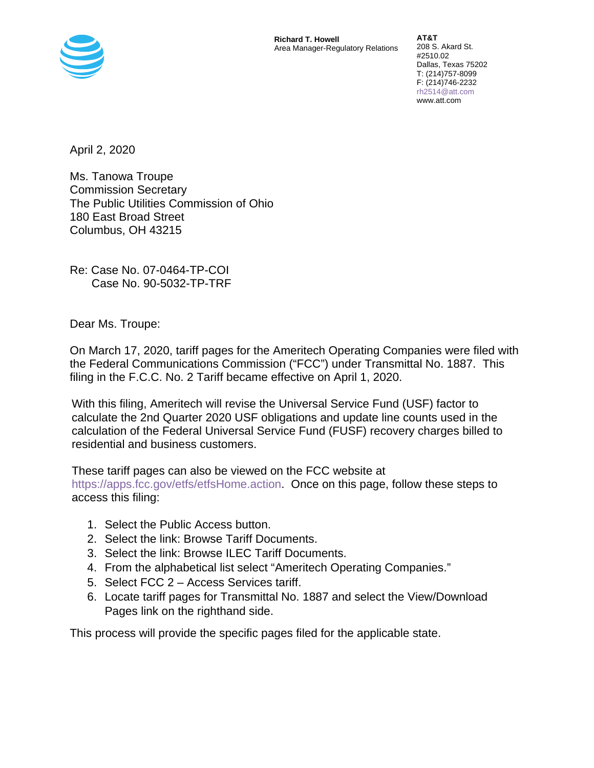**Richard T. Howell**
Area Manager-Regulatory Relations

**AT&T**
208 S. Akard St.
#2510.02
Dallas, Texas 75202
T: (214)757-8099
F: (214)746-2232
rh2514@att.com
www.att.com

April 2, 2020

Ms. Tanowa Troupe
Commission Secretary
The Public Utilities Commission of Ohio
180 East Broad Street
Columbus, OH 43215

Re: Case No. 07-0464-TP-COI
Case No. 90-5032-TP-TRF

Dear Ms. Troupe:

On March 17, 2020, tariff pages for the Ameritech Operating Companies were filed with the Federal Communications Commission ("FCC") under Transmittal No. 1887. This filing in the F.C.C. No. 2 Tariff became effective on April 1, 2020.

With this filing, Ameritech will revise the Universal Service Fund (USF) factor to calculate the 2nd Quarter 2020 USF obligations and update line counts used in the calculation of the Federal Universal Service Fund (FUSF) recovery charges billed to residential and business customers.

These tariff pages can also be viewed on the FCC website at https://apps.fcc.gov/etfs/etfsHome.action. Once on this page, follow these steps to access this filing:

1. Select the Public Access button.
2. Select the link: Browse Tariff Documents.
3. Select the link: Browse ILEC Tariff Documents.
4. From the alphabetical list select "Ameritech Operating Companies."
5. Select FCC 2 – Access Services tariff.
6. Locate tariff pages for Transmittal No. 1887 and select the View/Download Pages link on the righthand side.

This process will provide the specific pages filed for the applicable state.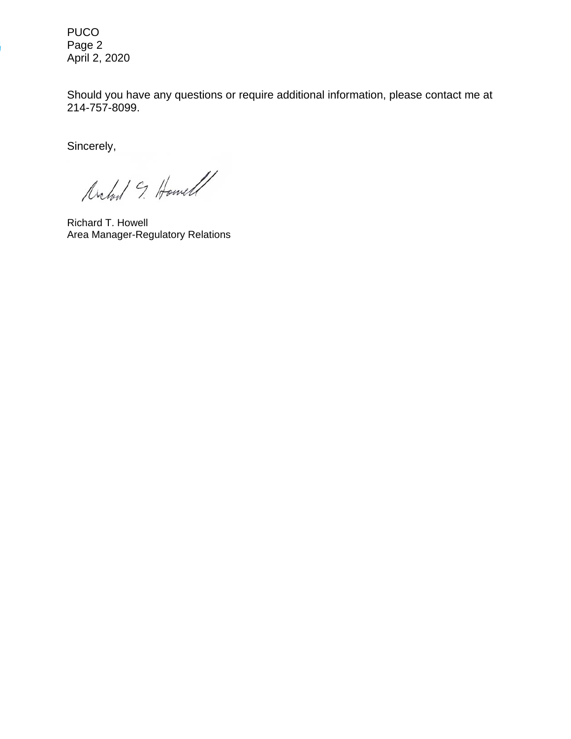PUCO
Page 2
April 2, 2020

Should you have any questions or require additional information, please contact me at 214-757-8099.

Sincerely,

Richard T. Howell
Area Manager-Regulatory Relations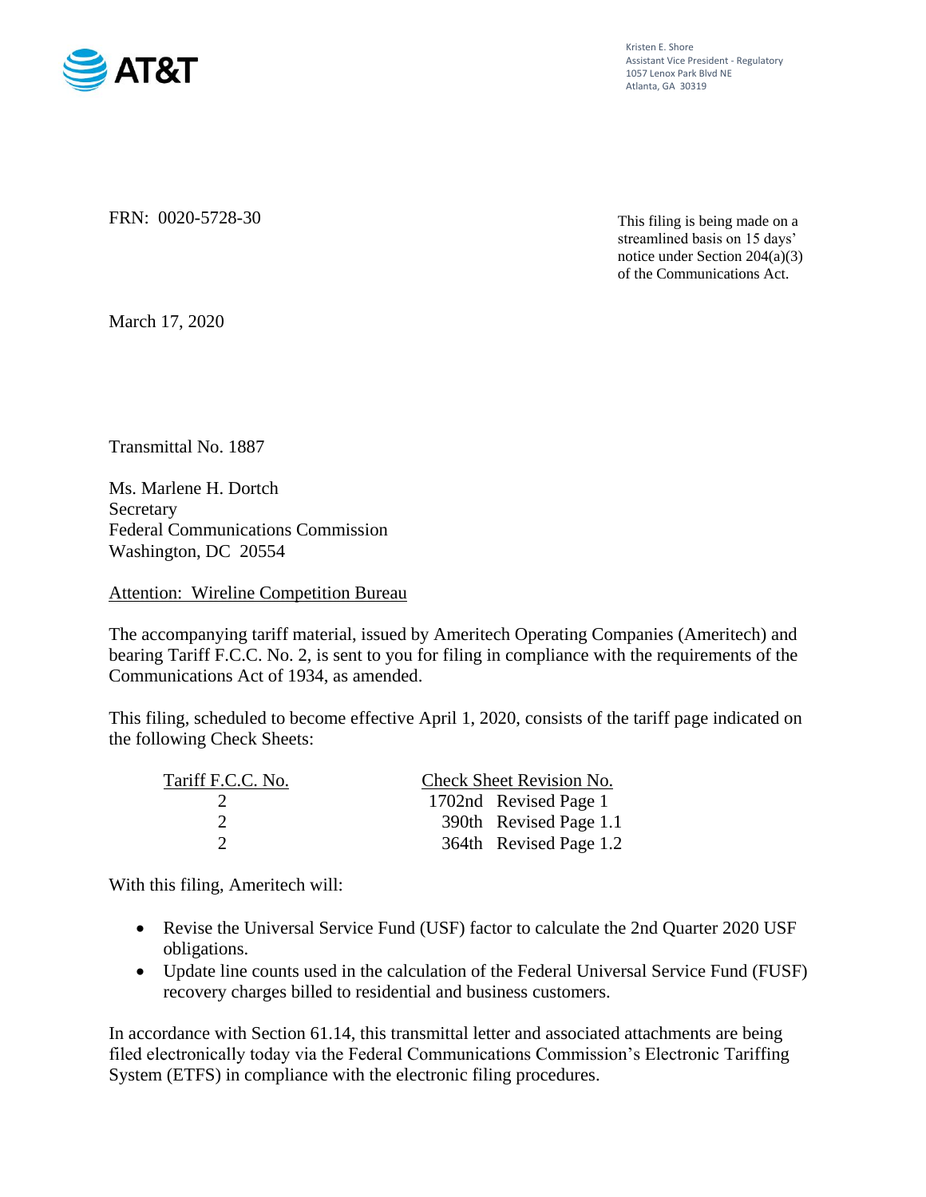AT&T

Kristen E. Shore
Assistant Vice President - Regulatory
1057 Lenox Park Blvd NE
Atlanta, GA 30319

FRN: 0020-5728-30

This filing is being made on a streamlined basis on 15 days' notice under Section 204(a)(3) of the Communications Act.

March 17, 2020

Transmittal No. 1887

Ms. Marlene H. Dortch
Secretary
Federal Communications Commission
Washington, DC 20554

Attention: Wireline Competition Bureau

The accompanying tariff material, issued by Ameritech Operating Companies (Ameritech) and bearing Tariff F.C.C. No. 2, is sent to you for filing in compliance with the requirements of the Communications Act of 1934, as amended.

This filing, scheduled to become effective April 1, 2020, consists of the tariff page indicated on the following Check Sheets:

| Tariff F.C.C. No. | Check Sheet Revision No. |
|---|---|
| 2 | 1702nd Revised Page 1 |
| 2 | 390th Revised Page 1.1 |
| 2 | 364th Revised Page 1.2 |

With this filing, Ameritech will:

- Revise the Universal Service Fund (USF) factor to calculate the 2nd Quarter 2020 USF obligations.
- Update line counts used in the calculation of the Federal Universal Service Fund (FUSF) recovery charges billed to residential and business customers.

In accordance with Section 61.14, this transmittal letter and associated attachments are being filed electronically today via the Federal Communications Commission's Electronic Tariffing System (ETFS) in compliance with the electronic filing procedures.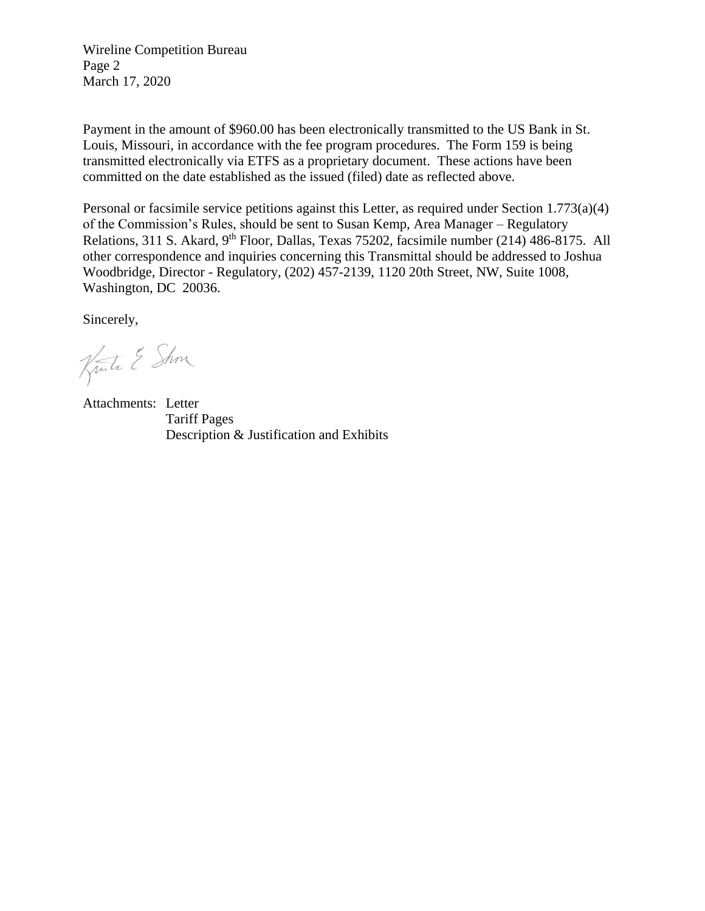Payment in the amount of $960.00 has been electronically transmitted to the US Bank in St. Louis, Missouri, in accordance with the fee program procedures. The Form 159 is being transmitted electronically via ETFS as a proprietary document. These actions have been committed on the date established as the issued (filed) date as reflected above.

Personal or facsimile service petitions against this Letter, as required under Section 1.773(a)(4) of the Commission's Rules, should be sent to Susan Kemp, Area Manager – Regulatory Relations, 311 S. Akard, 9th Floor, Dallas, Texas 75202, facsimile number (214) 486-8175. All other correspondence and inquiries concerning this Transmittal should be addressed to Joshua Woodbridge, Director - Regulatory, (202) 457-2139, 1120 20th Street, NW, Suite 1008, Washington, DC 20036.

Sincerely,

Attachments: Letter
Tariff Pages
Description & Justification and Exhibits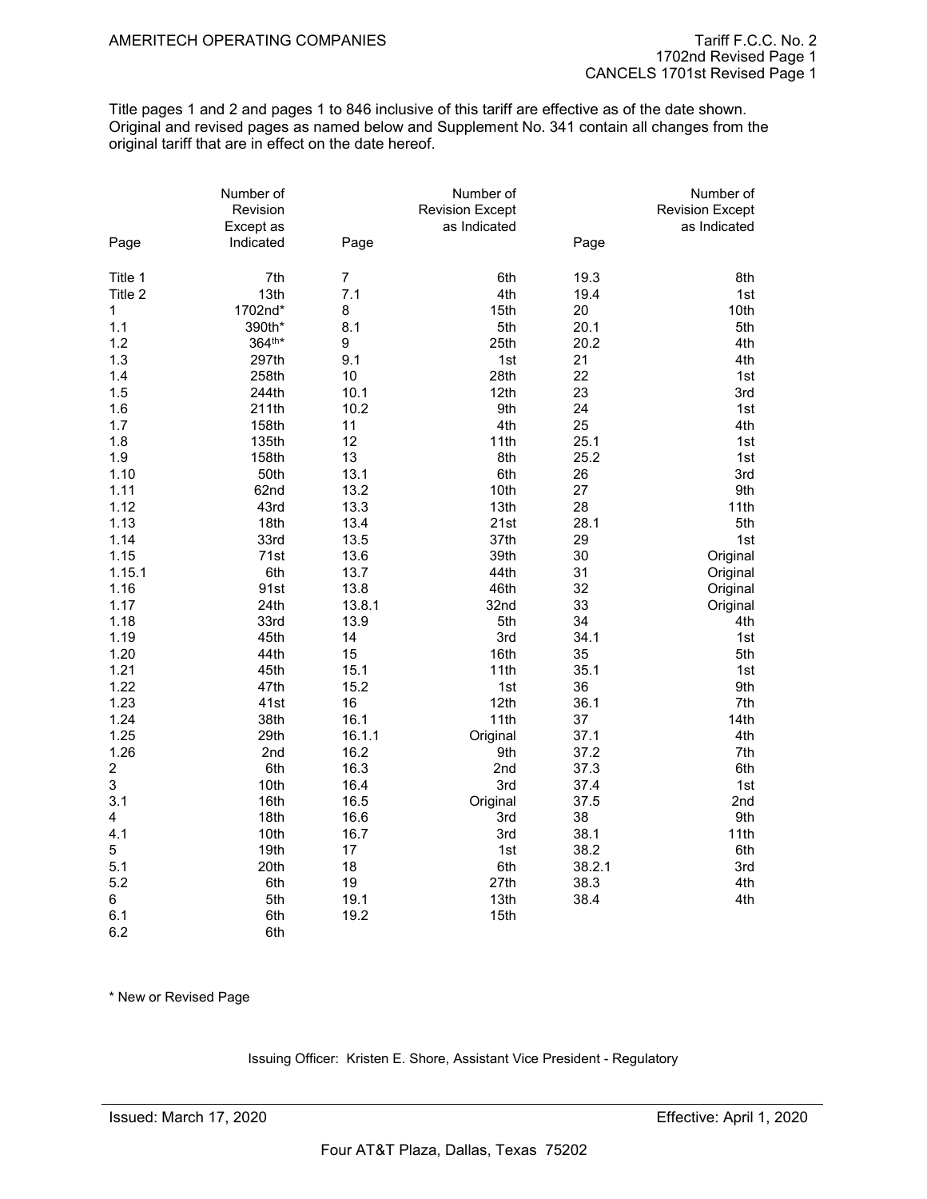AMERITECH OPERATING COMPANIES

Tariff F.C.C. No. 2
1702nd Revised Page 1
CANCELS 1701st Revised Page 1

Title pages 1 and 2 and pages 1 to 846 inclusive of this tariff are effective as of the date shown. Original and revised pages as named below and Supplement No. 341 contain all changes from the original tariff that are in effect on the date hereof.

| Page | Number of Revision Except as Indicated | Page | Number of Revision Except as Indicated | Page | Number of Revision Except as Indicated |
|---|---|---|---|---|---|
| Title 1 | 7th | 7 | 6th | 19.3 | 8th |
| Title 2 | 13th | 7.1 | 4th | 19.4 | 1st |
| 1 | 1702nd* | 8 | 15th | 20 | 10th |
| 1.1 | 390th* | 8.1 | 5th | 20.1 | 5th |
| 1.2 | 364th* | 9 | 25th | 20.2 | 4th |
| 1.3 | 297th | 9.1 | 1st | 21 | 4th |
| 1.4 | 258th | 10 | 28th | 22 | 1st |
| 1.5 | 244th | 10.1 | 12th | 23 | 3rd |
| 1.6 | 211th | 10.2 | 9th | 24 | 1st |
| 1.7 | 158th | 11 | 4th | 25 | 4th |
| 1.8 | 135th | 12 | 11th | 25.1 | 1st |
| 1.9 | 158th | 13 | 8th | 25.2 | 1st |
| 1.10 | 50th | 13.1 | 6th | 26 | 3rd |
| 1.11 | 62nd | 13.2 | 10th | 27 | 9th |
| 1.12 | 43rd | 13.3 | 13th | 28 | 11th |
| 1.13 | 18th | 13.4 | 21st | 28.1 | 5th |
| 1.14 | 33rd | 13.5 | 37th | 29 | 1st |
| 1.15 | 71st | 13.6 | 39th | 30 | Original |
| 1.15.1 | 6th | 13.7 | 44th | 31 | Original |
| 1.16 | 91st | 13.8 | 46th | 32 | Original |
| 1.17 | 24th | 13.8.1 | 32nd | 33 | Original |
| 1.18 | 33rd | 13.9 | 5th | 34 | 4th |
| 1.19 | 45th | 14 | 3rd | 34.1 | 1st |
| 1.20 | 44th | 15 | 16th | 35 | 5th |
| 1.21 | 45th | 15.1 | 11th | 35.1 | 1st |
| 1.22 | 47th | 15.2 | 1st | 36 | 9th |
| 1.23 | 41st | 16 | 12th | 36.1 | 7th |
| 1.24 | 38th | 16.1 | 11th | 37 | 14th |
| 1.25 | 29th | 16.1.1 | Original | 37.1 | 4th |
| 1.26 | 2nd | 16.2 | 9th | 37.2 | 7th |
| 2 | 6th | 16.3 | 2nd | 37.3 | 6th |
| 3 | 10th | 16.4 | 3rd | 37.4 | 1st |
| 3.1 | 16th | 16.5 | Original | 37.5 | 2nd |
| 4 | 18th | 16.6 | 3rd | 38 | 9th |
| 4.1 | 10th | 16.7 | 3rd | 38.1 | 11th |
| 5 | 19th | 17 | 1st | 38.2 | 6th |
| 5.1 | 20th | 18 | 6th | 38.2.1 | 3rd |
| 5.2 | 6th | 19 | 27th | 38.3 | 4th |
| 6 | 5th | 19.1 | 13th | 38.4 | 4th |
| 6.1 | 6th | 19.2 | 15th | | |
| 6.2 | 6th | | | | |

\* New or Revised Page

Issuing Officer: Kristen E. Shore, Assistant Vice President - Regulatory

Issued: March 17, 2020

Effective: April 1, 2020

Four AT&T Plaza, Dallas, Texas 75202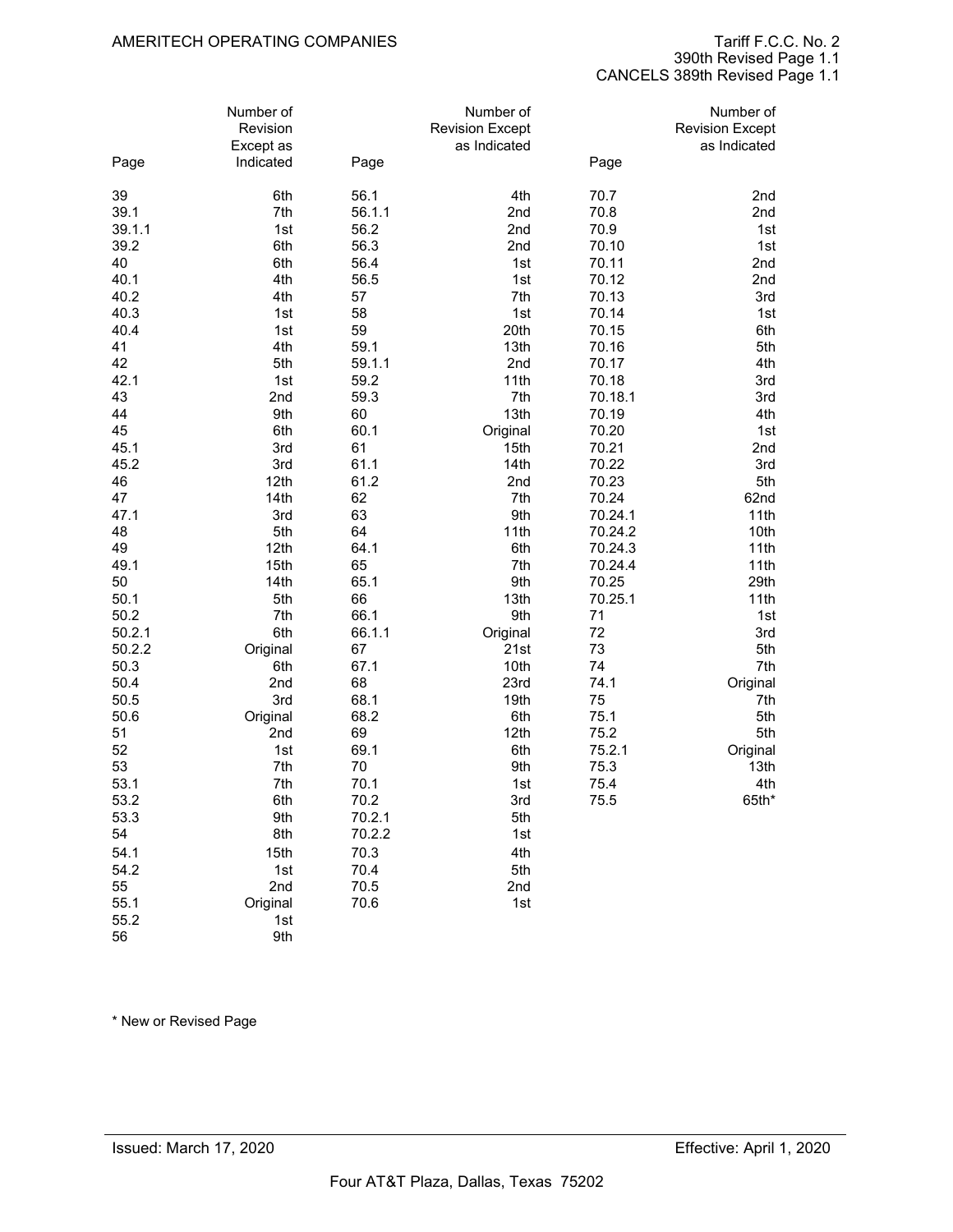AMERITECH OPERATING COMPANIES

Tariff F.C.C. No. 2
390th Revised Page 1.1
CANCELS 389th Revised Page 1.1

| Page | Number of Revision Except as Indicated | Page | Number of Revision Except as Indicated | Page | Number of Revision Except as Indicated |
|---|---|---|---|---|---|
| 39 | 6th | 56.1 | 4th | 70.7 | 2nd |
| 39.1 | 7th | 56.1.1 | 2nd | 70.8 | 2nd |
| 39.1.1 | 1st | 56.2 | 2nd | 70.9 | 1st |
| 39.2 | 6th | 56.3 | 2nd | 70.10 | 1st |
| 40 | 6th | 56.4 | 1st | 70.11 | 2nd |
| 40.1 | 4th | 56.5 | 1st | 70.12 | 2nd |
| 40.2 | 4th | 57 | 7th | 70.13 | 3rd |
| 40.3 | 1st | 58 | 1st | 70.14 | 1st |
| 40.4 | 1st | 59 | 20th | 70.15 | 6th |
| 41 | 4th | 59.1 | 13th | 70.16 | 5th |
| 42 | 5th | 59.1.1 | 2nd | 70.17 | 4th |
| 42.1 | 1st | 59.2 | 11th | 70.18 | 3rd |
| 43 | 2nd | 59.3 | 7th | 70.18.1 | 3rd |
| 44 | 9th | 60 | 13th | 70.19 | 4th |
| 45 | 6th | 60.1 | Original | 70.20 | 1st |
| 45.1 | 3rd | 61 | 15th | 70.21 | 2nd |
| 45.2 | 3rd | 61.1 | 14th | 70.22 | 3rd |
| 46 | 12th | 61.2 | 2nd | 70.23 | 5th |
| 47 | 14th | 62 | 7th | 70.24 | 62nd |
| 47.1 | 3rd | 63 | 9th | 70.24.1 | 11th |
| 48 | 5th | 64 | 11th | 70.24.2 | 10th |
| 49 | 12th | 64.1 | 6th | 70.24.3 | 11th |
| 49.1 | 15th | 65 | 7th | 70.24.4 | 11th |
| 50 | 14th | 65.1 | 9th | 70.25 | 29th |
| 50.1 | 5th | 66 | 13th | 70.25.1 | 11th |
| 50.2 | 7th | 66.1 | 9th | 71 | 1st |
| 50.2.1 | 6th | 66.1.1 | Original | 72 | 3rd |
| 50.2.2 | Original | 67 | 21st | 73 | 5th |
| 50.3 | 6th | 67.1 | 10th | 74 | 7th |
| 50.4 | 2nd | 68 | 23rd | 74.1 | Original |
| 50.5 | 3rd | 68.1 | 19th | 75 | 7th |
| 50.6 | Original | 68.2 | 6th | 75.1 | 5th |
| 51 | 2nd | 69 | 12th | 75.2 | 5th |
| 52 | 1st | 69.1 | 6th | 75.2.1 | Original |
| 53 | 7th | 70 | 9th | 75.3 | 13th |
| 53.1 | 7th | 70.1 | 1st | 75.4 | 4th |
| 53.2 | 6th | 70.2 | 3rd | 75.5 | 65th* |
| 53.3 | 9th | 70.2.1 | 5th | | |
| 54 | 8th | 70.2.2 | 1st | | |
| 54.1 | 15th | 70.3 | 4th | | |
| 54.2 | 1st | 70.4 | 5th | | |
| 55 | 2nd | 70.5 | 2nd | | |
| 55.1 | Original | 70.6 | 1st | | |
| 55.2 | 1st | | | | |
| 56 | 9th | | | | |

* New or Revised Page

Issued: March 17, 2020

Effective: April 1, 2020

Four AT&T Plaza, Dallas, Texas 75202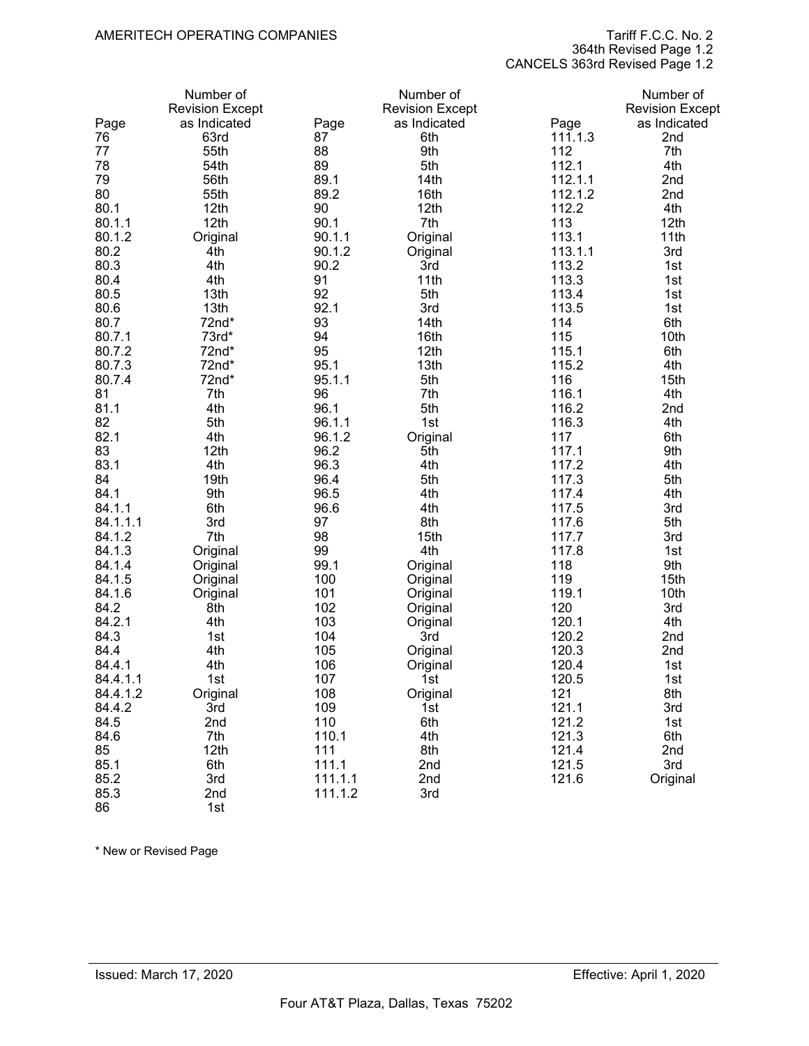AMERITECH OPERATING COMPANIES

Tariff F.C.C. No. 2
364th Revised Page 1.2
CANCELS 363rd Revised Page 1.2

| Page | Number of Revision Except as Indicated | Page | Number of Revision Except as Indicated | Page | Number of Revision Except as Indicated |
|---|---|---|---|---|---|
| 76 | 63rd | 87 | 6th | 111.1.3 | 2nd |
| 77 | 55th | 88 | 9th | 112 | 7th |
| 78 | 54th | 89 | 5th | 112.1 | 4th |
| 79 | 56th | 89.1 | 14th | 112.1.1 | 2nd |
| 80 | 55th | 89.2 | 16th | 112.1.2 | 2nd |
| 80.1 | 12th | 90 | 12th | 112.2 | 4th |
| 80.1.1 | 12th | 90.1 | 7th | 113 | 12th |
| 80.1.2 | Original | 90.1.1 | Original | 113.1 | 11th |
| 80.2 | 4th | 90.1.2 | Original | 113.1.1 | 3rd |
| 80.3 | 4th | 90.2 | 3rd | 113.2 | 1st |
| 80.4 | 4th | 91 | 11th | 113.3 | 1st |
| 80.5 | 13th | 92 | 5th | 113.4 | 1st |
| 80.6 | 13th | 92.1 | 3rd | 113.5 | 1st |
| 80.7 | 72nd* | 93 | 14th | 114 | 6th |
| 80.7.1 | 73rd* | 94 | 16th | 115 | 10th |
| 80.7.2 | 72nd* | 95 | 12th | 115.1 | 6th |
| 80.7.3 | 72nd* | 95.1 | 13th | 115.2 | 4th |
| 80.7.4 | 72nd* | 95.1.1 | 5th | 116 | 15th |
| 81 | 7th | 96 | 7th | 116.1 | 4th |
| 81.1 | 4th | 96.1 | 5th | 116.2 | 2nd |
| 82 | 5th | 96.1.1 | 1st | 116.3 | 4th |
| 82.1 | 4th | 96.1.2 | Original | 117 | 6th |
| 83 | 12th | 96.2 | 5th | 117.1 | 9th |
| 83.1 | 4th | 96.3 | 4th | 117.2 | 4th |
| 84 | 19th | 96.4 | 5th | 117.3 | 5th |
| 84.1 | 9th | 96.5 | 4th | 117.4 | 4th |
| 84.1.1 | 6th | 96.6 | 4th | 117.5 | 3rd |
| 84.1.1.1 | 3rd | 97 | 8th | 117.6 | 5th |
| 84.1.2 | 7th | 98 | 15th | 117.7 | 3rd |
| 84.1.3 | Original | 99 | 4th | 117.8 | 1st |
| 84.1.4 | Original | 99.1 | Original | 118 | 9th |
| 84.1.5 | Original | 100 | Original | 119 | 15th |
| 84.1.6 | Original | 101 | Original | 119.1 | 10th |
| 84.2 | 8th | 102 | Original | 120 | 3rd |
| 84.2.1 | 4th | 103 | Original | 120.1 | 4th |
| 84.3 | 1st | 104 | 3rd | 120.2 | 2nd |
| 84.4 | 4th | 105 | Original | 120.3 | 2nd |
| 84.4.1 | 4th | 106 | Original | 120.4 | 1st |
| 84.4.1.1 | 1st | 107 | 1st | 120.5 | 1st |
| 84.4.1.2 | Original | 108 | Original | 121 | 8th |
| 84.4.2 | 3rd | 109 | 1st | 121.1 | 3rd |
| 84.5 | 2nd | 110 | 6th | 121.2 | 1st |
| 84.6 | 7th | 110.1 | 4th | 121.3 | 6th |
| 85 | 12th | 111 | 8th | 121.4 | 2nd |
| 85.1 | 6th | 111.1 | 2nd | 121.5 | 3rd |
| 85.2 | 3rd | 111.1.1 | 2nd | 121.6 | Original |
| 85.3 | 2nd | 111.1.2 | 3rd | | |
| 86 | 1st | | | | |

* New or Revised Page

Issued: March 17, 2020

Effective: April 1, 2020

Four AT&T Plaza, Dallas, Texas 75202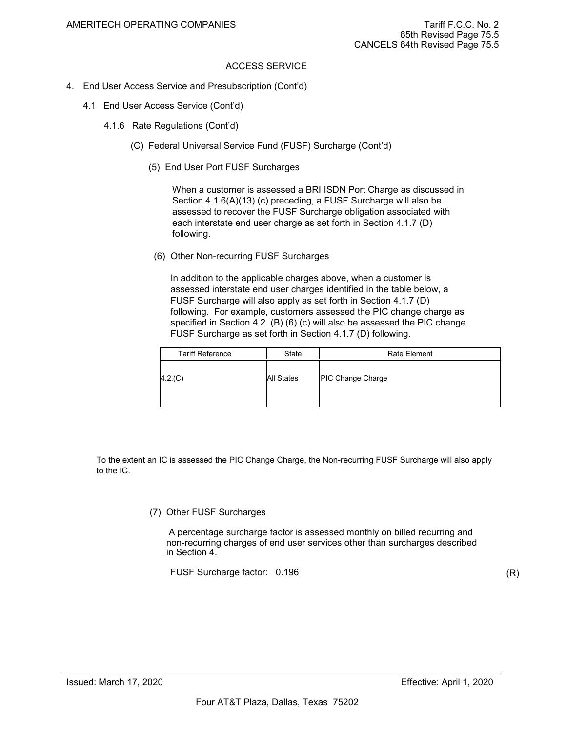ACCESS SERVICE

4. End User Access Service and Presubscription (Cont'd)

4.1 End User Access Service (Cont'd)

4.1.6 Rate Regulations (Cont'd)

(C) Federal Universal Service Fund (FUSF) Surcharge (Cont'd)

(5) End User Port FUSF Surcharges

When a customer is assessed a BRI ISDN Port Charge as discussed in Section 4.1.6(A)(13) (c) preceding, a FUSF Surcharge will also be assessed to recover the FUSF Surcharge obligation associated with each interstate end user charge as set forth in Section 4.1.7 (D) following.

(6) Other Non-recurring FUSF Surcharges

In addition to the applicable charges above, when a customer is assessed interstate end user charges identified in the table below, a FUSF Surcharge will also apply as set forth in Section 4.1.7 (D) following. For example, customers assessed the PIC change charge as specified in Section 4.2. (B) (6) (c) will also be assessed the PIC change FUSF Surcharge as set forth in Section 4.1.7 (D) following.

| Tariff Reference | State | Rate Element |
|---|---|---|
| 4.2.(C) | All States | PIC Change Charge |

To the extent an IC is assessed the PIC Change Charge, the Non-recurring FUSF Surcharge will also apply to the IC.

(7) Other FUSF Surcharges

A percentage surcharge factor is assessed monthly on billed recurring and non-recurring charges of end user services other than surcharges described in Section 4.

FUSF Surcharge factor: 0.196 (R)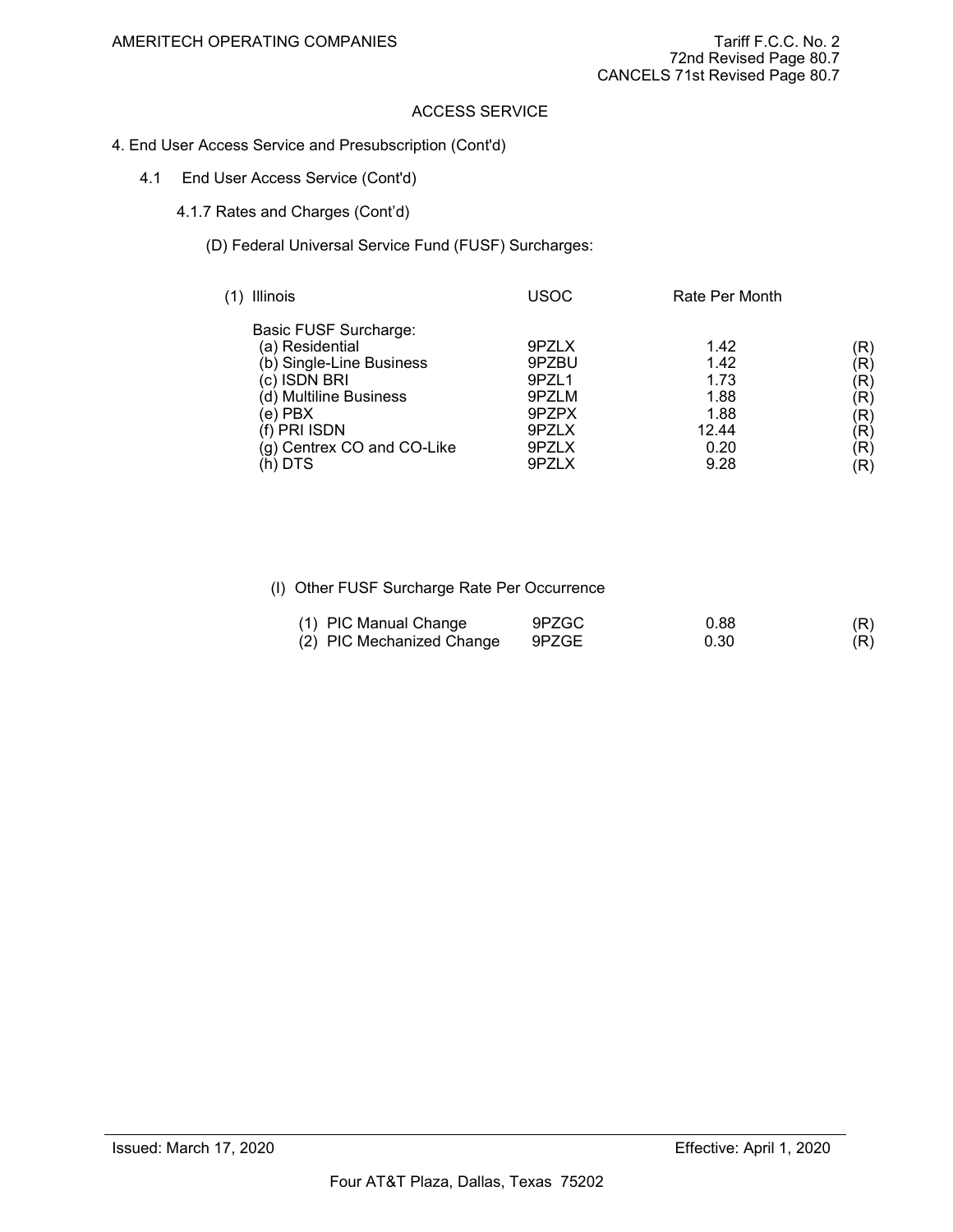AMERITECH OPERATING COMPANIES

Tariff F.C.C. No. 2
72nd Revised Page 80.7
CANCELS 71st Revised Page 80.7

ACCESS SERVICE

4. End User Access Service and Presubscription (Cont'd)

4.1 End User Access Service (Cont'd)

4.1.7 Rates and Charges (Cont'd)

(D) Federal Universal Service Fund (FUSF) Surcharges:

| (1) Illinois | USOC | Rate Per Month | |
|---|---|---|---|
| Basic FUSF Surcharge: | | | |
| (a) Residential | 9PZLX | 1.42 | (R) |
| (b) Single-Line Business | 9PZBU | 1.42 | (R) |
| (c) ISDN BRI | 9PZL1 | 1.73 | (R) |
| (d) Multiline Business | 9PZLM | 1.88 | (R) |
| (e) PBX | 9PZPX | 1.88 | (R) |
| (f) PRI ISDN | 9PZLX | 12.44 | (R) |
| (g) Centrex CO and CO-Like | 9PZLX | 0.20 | (R) |
| (h) DTS | 9PZLX | 9.28 | (R) |

(I) Other FUSF Surcharge Rate Per Occurrence

| | | | |
|---|---|---|---|
| (1) PIC Manual Change | 9PZGC | 0.88 | (R) |
| (2) PIC Mechanized Change | 9PZGE | 0.30 | (R) |

Issued: March 17, 2020

Effective: April 1, 2020

Four AT&T Plaza, Dallas, Texas 75202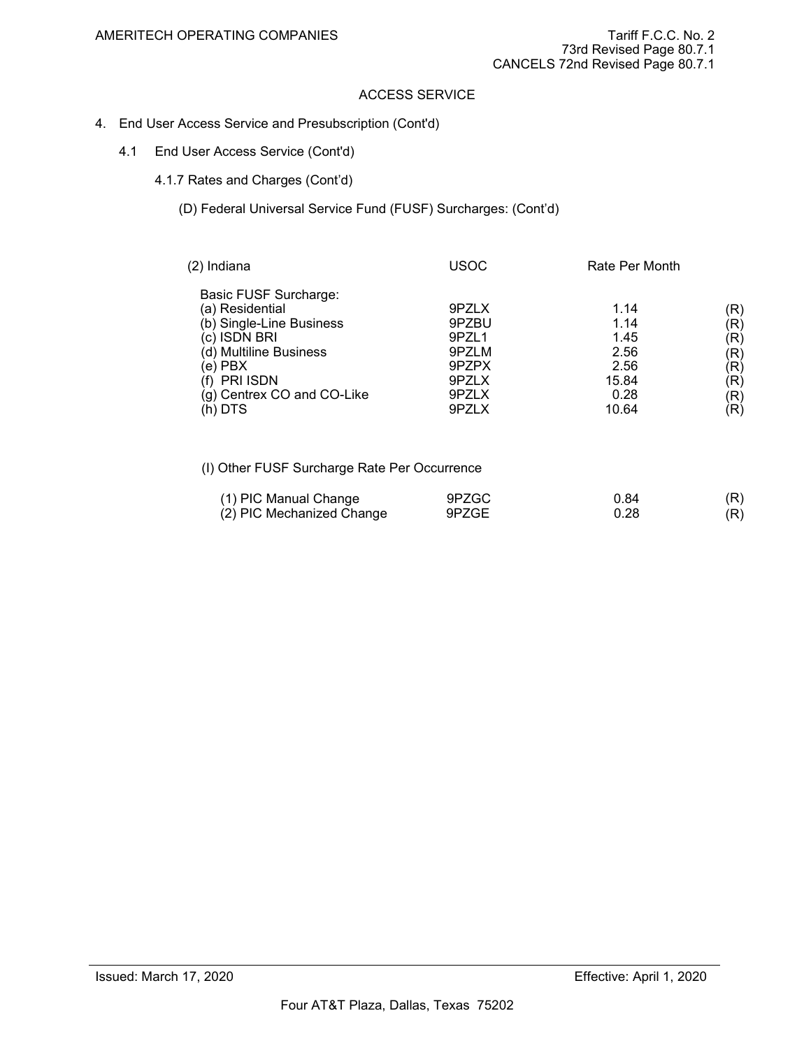AMERITECH OPERATING COMPANIES

Tariff F.C.C. No. 2
73rd Revised Page 80.7.1
CANCELS 72nd Revised Page 80.7.1

ACCESS SERVICE

4. End User Access Service and Presubscription (Cont'd)

4.1 End User Access Service (Cont'd)

4.1.7 Rates and Charges (Cont'd)

(D) Federal Universal Service Fund (FUSF) Surcharges: (Cont'd)

| (2) Indiana | USOC | Rate Per Month | |
|---|---|---|---|
| Basic FUSF Surcharge: | | | |
| (a) Residential | 9PZLX | 1.14 | (R) |
| (b) Single-Line Business | 9PZBU | 1.14 | (R) |
| (c) ISDN BRI | 9PZL1 | 1.45 | (R) |
| (d) Multiline Business | 9PZLM | 2.56 | (R) |
| (e) PBX | 9PZPX | 2.56 | (R) |
| (f) PRI ISDN | 9PZLX | 15.84 | (R) |
| (g) Centrex CO and CO-Like | 9PZLX | 0.28 | (R) |
| (h) DTS | 9PZLX | 10.64 | (R) |

(I) Other FUSF Surcharge Rate Per Occurrence

| | | | |
|---|---|---|---|
| (1) PIC Manual Change | 9PZGC | 0.84 | (R) |
| (2) PIC Mechanized Change | 9PZGE | 0.28 | (R) |

Issued: March 17, 2020

Effective: April 1, 2020

Four AT&T Plaza, Dallas, Texas 75202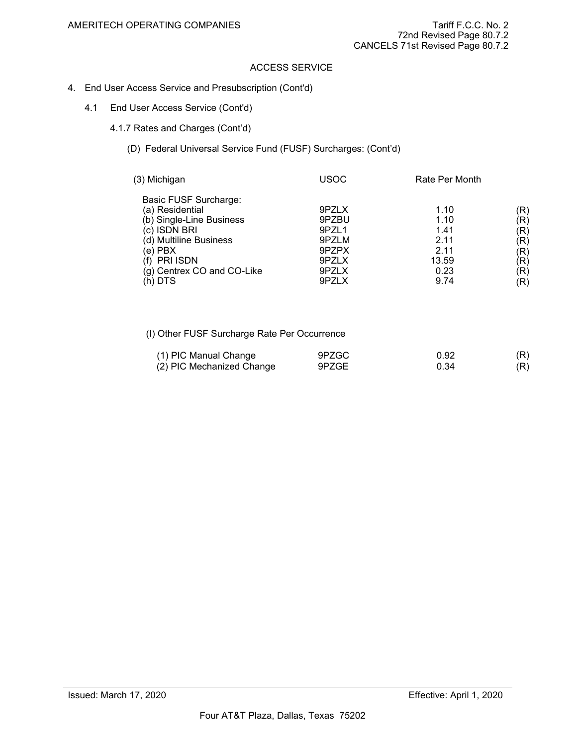AMERITECH OPERATING COMPANIES

Tariff F.C.C. No. 2
72nd Revised Page 80.7.2
CANCELS 71st Revised Page 80.7.2

ACCESS SERVICE

4. End User Access Service and Presubscription (Cont'd)

4.1 End User Access Service (Cont'd)

4.1.7 Rates and Charges (Cont'd)

(D) Federal Universal Service Fund (FUSF) Surcharges: (Cont'd)

| (3) Michigan | USOC | Rate Per Month | |
|---|---|---|---|
| Basic FUSF Surcharge: | | | |
| (a) Residential | 9PZLX | 1.10 | (R) |
| (b) Single-Line Business | 9PZBU | 1.10 | (R) |
| (c) ISDN BRI | 9PZL1 | 1.41 | (R) |
| (d) Multiline Business | 9PZLM | 2.11 | (R) |
| (e) PBX | 9PZPX | 2.11 | (R) |
| (f) PRI ISDN | 9PZLX | 13.59 | (R) |
| (g) Centrex CO and CO-Like | 9PZLX | 0.23 | (R) |
| (h) DTS | 9PZLX | 9.74 | (R) |

(I) Other FUSF Surcharge Rate Per Occurrence

| | | | |
|---|---|---|---|
| (1) PIC Manual Change | 9PZGC | 0.92 | (R) |
| (2) PIC Mechanized Change | 9PZGE | 0.34 | (R) |

Issued: March 17, 2020

Effective: April 1, 2020

Four AT&T Plaza, Dallas, Texas 75202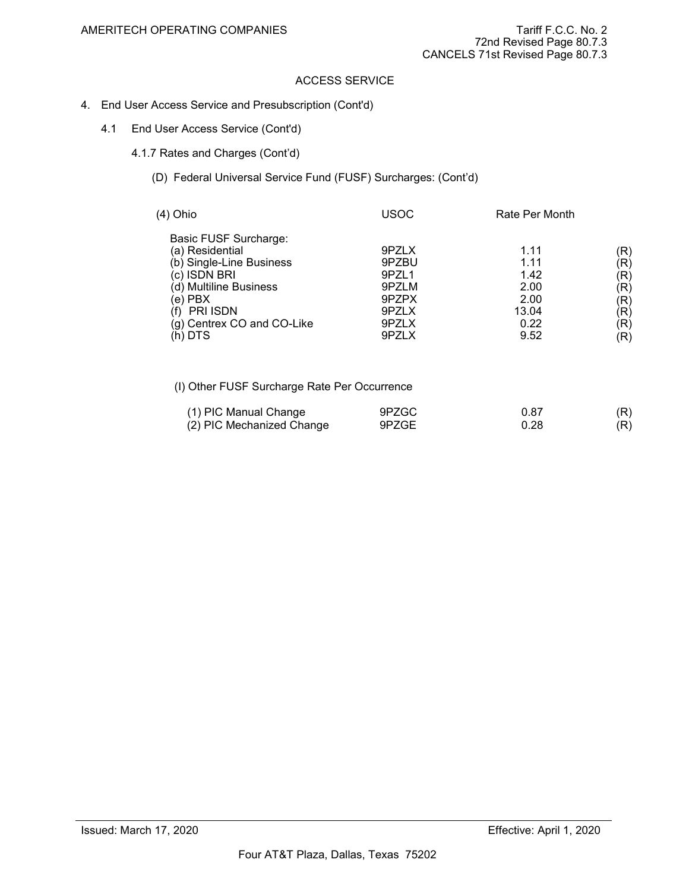AMERITECH OPERATING COMPANIES

Tariff F.C.C. No. 2
72nd Revised Page 80.7.3
CANCELS 71st Revised Page 80.7.3

ACCESS SERVICE

4. End User Access Service and Presubscription (Cont'd)

4.1 End User Access Service (Cont'd)

4.1.7 Rates and Charges (Cont'd)

(D) Federal Universal Service Fund (FUSF) Surcharges: (Cont'd)

| (4) Ohio | USOC | Rate Per Month | |
|---|---|---|---|
| Basic FUSF Surcharge: | | | |
| (a) Residential | 9PZLX | 1.11 | (R) |
| (b) Single-Line Business | 9PZBU | 1.11 | (R) |
| (c) ISDN BRI | 9PZL1 | 1.42 | (R) |
| (d) Multiline Business | 9PZLM | 2.00 | (R) |
| (e) PBX | 9PZPX | 2.00 | (R) |
| (f) PRI ISDN | 9PZLX | 13.04 | (R) |
| (g) Centrex CO and CO-Like | 9PZLX | 0.22 | (R) |
| (h) DTS | 9PZLX | 9.52 | (R) |

(I) Other FUSF Surcharge Rate Per Occurrence

| | | | |
|---|---|---|---|
| (1) PIC Manual Change | 9PZGC | 0.87 | (R) |
| (2) PIC Mechanized Change | 9PZGE | 0.28 | (R) |

Issued: March 17, 2020

Effective: April 1, 2020

Four AT&T Plaza, Dallas, Texas 75202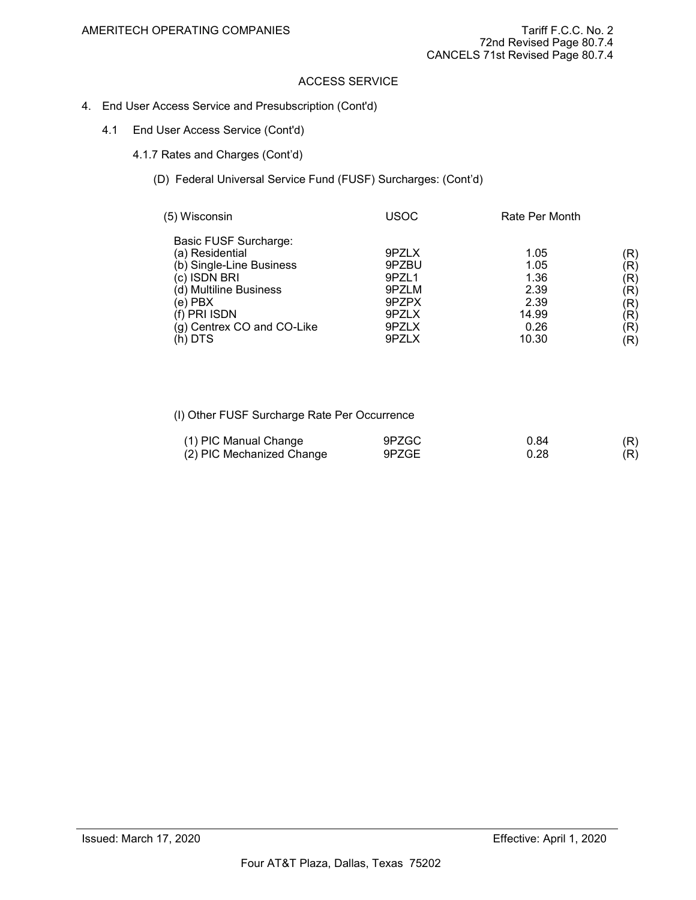ACCESS SERVICE

4. End User Access Service and Presubscription (Cont'd)

4.1 End User Access Service (Cont'd)

4.1.7 Rates and Charges (Cont'd)

(D) Federal Universal Service Fund (FUSF) Surcharges: (Cont'd)

| (5) Wisconsin | USOC | Rate Per Month | |
|---|---|---|---|
| Basic FUSF Surcharge: | | | |
| (a) Residential | 9PZLX | 1.05 | (R) |
| (b) Single-Line Business | 9PZBU | 1.05 | (R) |
| (c) ISDN BRI | 9PZL1 | 1.36 | (R) |
| (d) Multiline Business | 9PZLM | 2.39 | (R) |
| (e) PBX | 9PZPX | 2.39 | (R) |
| (f) PRI ISDN | 9PZLX | 14.99 | (R) |
| (g) Centrex CO and CO-Like | 9PZLX | 0.26 | (R) |
| (h) DTS | 9PZLX | 10.30 | (R) |

(I) Other FUSF Surcharge Rate Per Occurrence

| | | | |
|---|---|---|---|
| (1) PIC Manual Change | 9PZGC | 0.84 | (R) |
| (2) PIC Mechanized Change | 9PZGE | 0.28 | (R) |

Issued: March 17, 2020 Effective: April 1, 2020

Four AT&T Plaza, Dallas, Texas 75202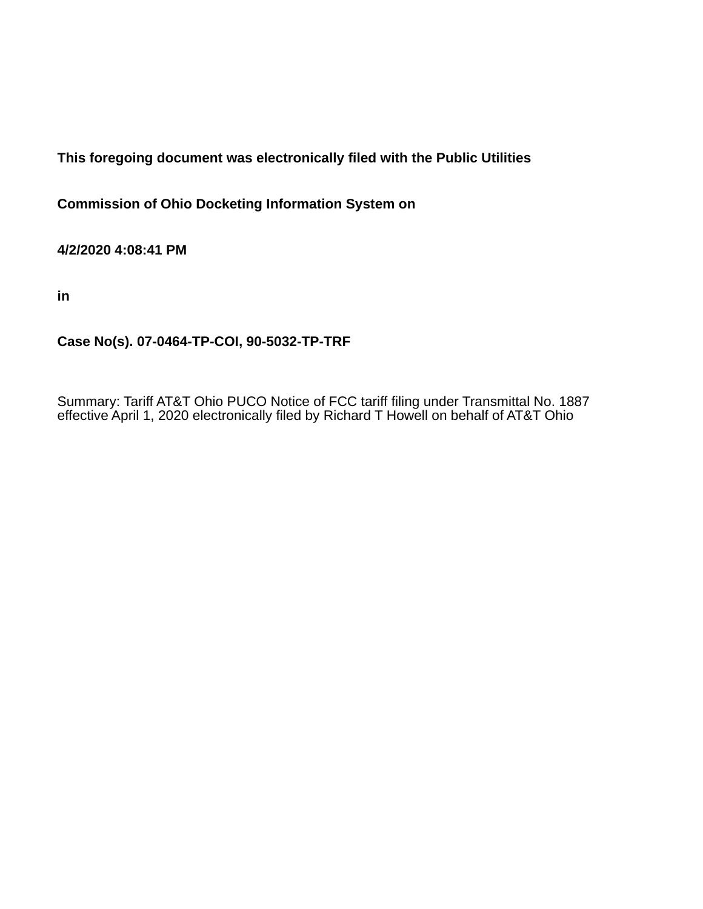**This foregoing document was electronically filed with the Public Utilities**

**Commission of Ohio Docketing Information System on**

**4/2/2020 4:08:41 PM**

**in**

**Case No(s). 07-0464-TP-COI, 90-5032-TP-TRF**

Summary: Tariff AT&T Ohio PUCO Notice of FCC tariff filing under Transmittal No. 1887 effective April 1, 2020 electronically filed by Richard T Howell on behalf of AT&T Ohio